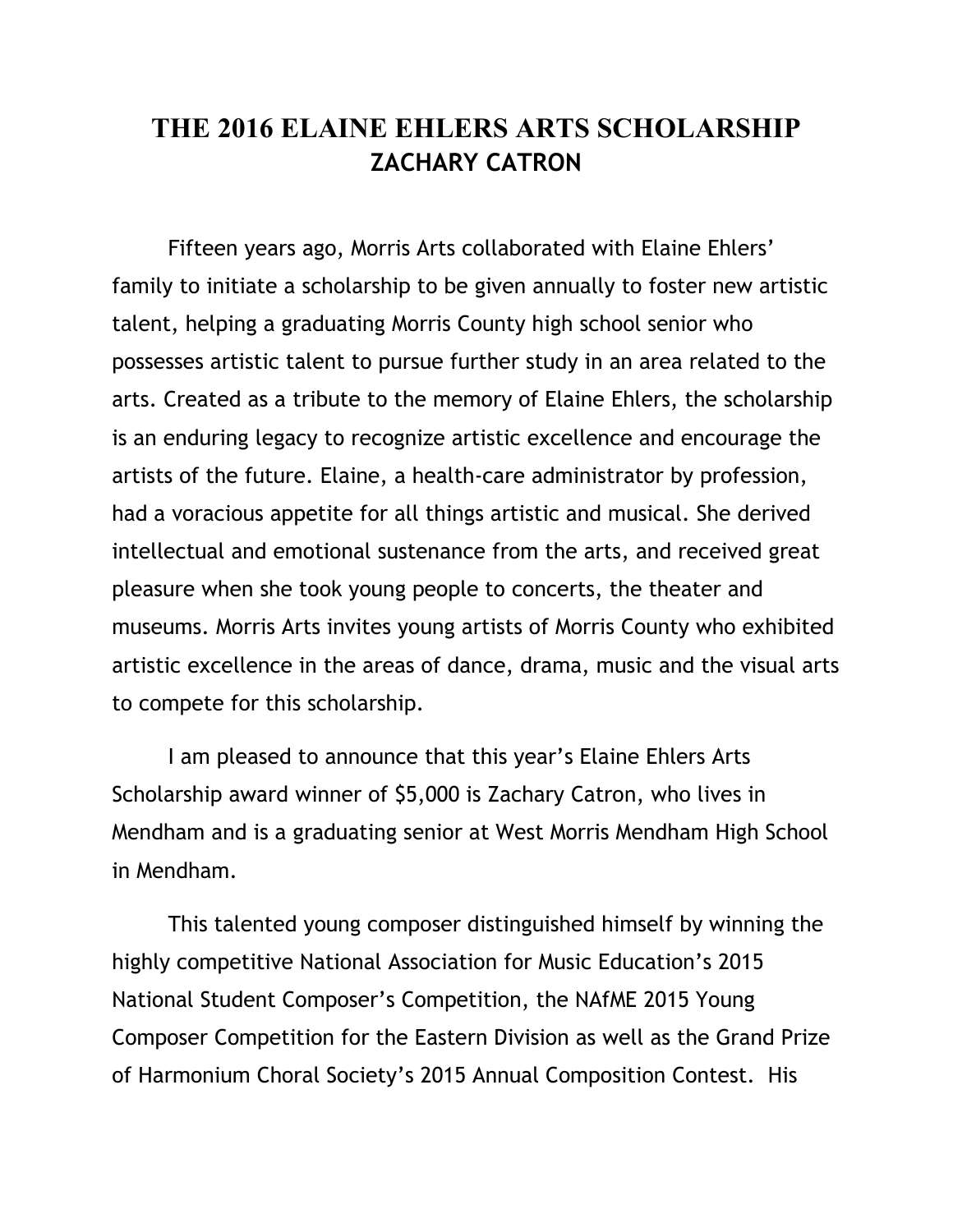# THE 2016 ELAINE EHLERS ARTS SCHOLARSHIP
## ZACHARY CATRON

Fifteen years ago, Morris Arts collaborated with Elaine Ehlers' family to initiate a scholarship to be given annually to foster new artistic talent, helping a graduating Morris County high school senior who possesses artistic talent to pursue further study in an area related to the arts. Created as a tribute to the memory of Elaine Ehlers, the scholarship is an enduring legacy to recognize artistic excellence and encourage the artists of the future. Elaine, a health-care administrator by profession, had a voracious appetite for all things artistic and musical. She derived intellectual and emotional sustenance from the arts, and received great pleasure when she took young people to concerts, the theater and museums. Morris Arts invites young artists of Morris County who exhibited artistic excellence in the areas of dance, drama, music and the visual arts to compete for this scholarship.

I am pleased to announce that this year's Elaine Ehlers Arts Scholarship award winner of $5,000 is Zachary Catron, who lives in Mendham and is a graduating senior at West Morris Mendham High School in Mendham.

This talented young composer distinguished himself by winning the highly competitive National Association for Music Education's 2015 National Student Composer's Competition, the NAfME 2015 Young Composer Competition for the Eastern Division as well as the Grand Prize of Harmonium Choral Society's 2015 Annual Composition Contest. His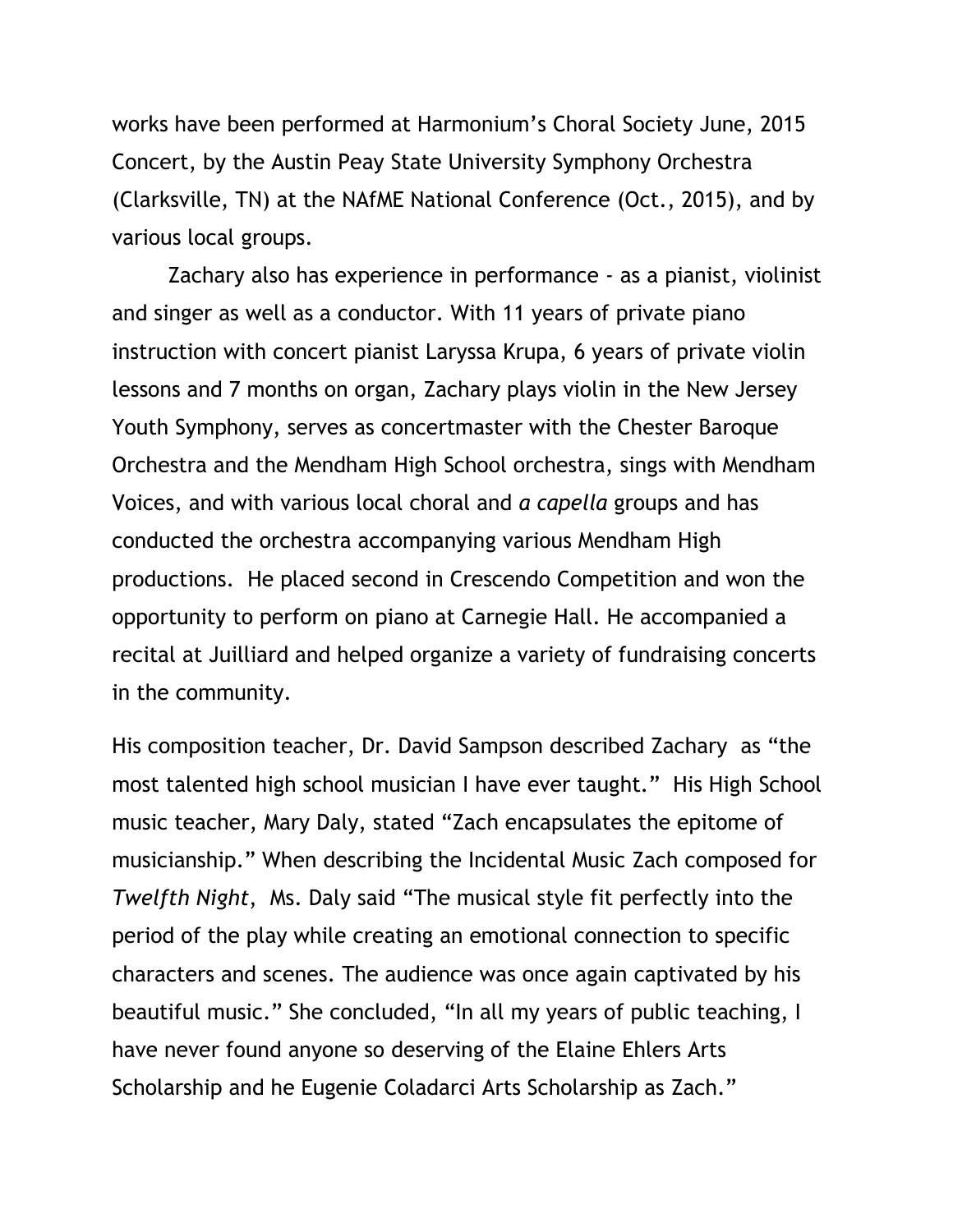works have been performed at Harmonium's Choral Society June, 2015 Concert, by the Austin Peay State University Symphony Orchestra (Clarksville, TN) at the NAfME National Conference (Oct., 2015), and by various local groups.

Zachary also has experience in performance - as a pianist, violinist and singer as well as a conductor. With 11 years of private piano instruction with concert pianist Laryssa Krupa, 6 years of private violin lessons and 7 months on organ, Zachary plays violin in the New Jersey Youth Symphony, serves as concertmaster with the Chester Baroque Orchestra and the Mendham High School orchestra, sings with Mendham Voices, and with various local choral and *a capella* groups and has conducted the orchestra accompanying various Mendham High productions. He placed second in Crescendo Competition and won the opportunity to perform on piano at Carnegie Hall. He accompanied a recital at Juilliard and helped organize a variety of fundraising concerts in the community.

His composition teacher, Dr. David Sampson described Zachary as "the most talented high school musician I have ever taught." His High School music teacher, Mary Daly, stated "Zach encapsulates the epitome of musicianship." When describing the Incidental Music Zach composed for *Twelfth Night*, Ms. Daly said "The musical style fit perfectly into the period of the play while creating an emotional connection to specific characters and scenes. The audience was once again captivated by his beautiful music." She concluded, "In all my years of public teaching, I have never found anyone so deserving of the Elaine Ehlers Arts Scholarship and he Eugenie Coladarci Arts Scholarship as Zach."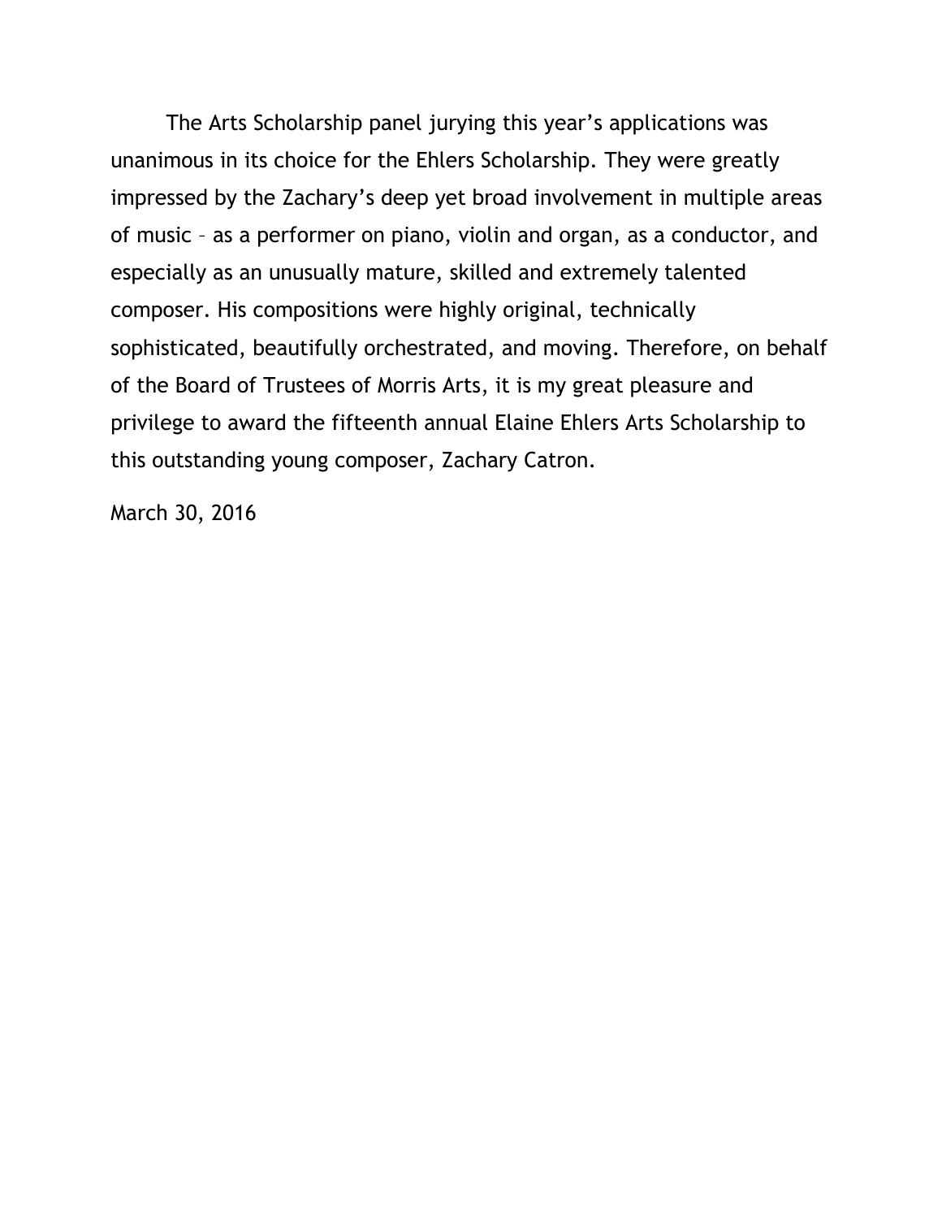The Arts Scholarship panel jurying this year's applications was unanimous in its choice for the Ehlers Scholarship. They were greatly impressed by the Zachary's deep yet broad involvement in multiple areas of music – as a performer on piano, violin and organ, as a conductor, and especially as an unusually mature, skilled and extremely talented composer. His compositions were highly original, technically sophisticated, beautifully orchestrated, and moving. Therefore, on behalf of the Board of Trustees of Morris Arts, it is my great pleasure and privilege to award the fifteenth annual Elaine Ehlers Arts Scholarship to this outstanding young composer, Zachary Catron.

March 30, 2016